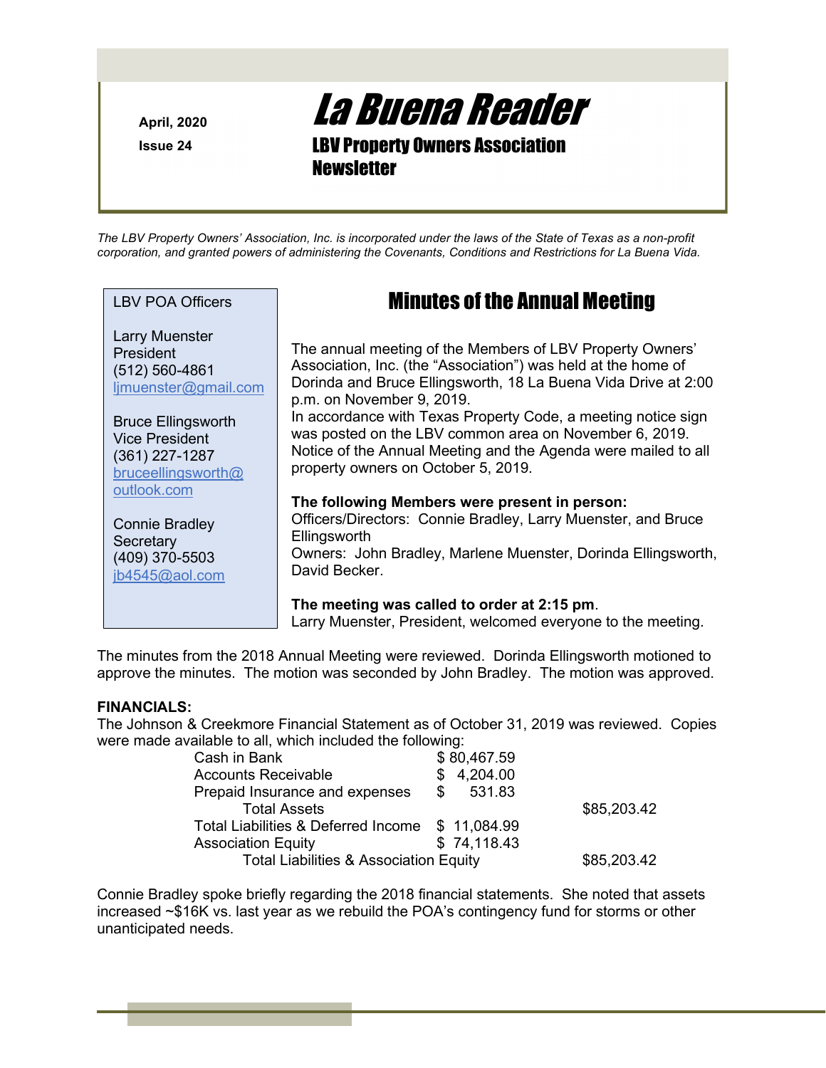April, 2020

Issue 24

# La Buena Reader

## LBV Property Owners Association Newsletter

*The LBV Property Owners' Association, Inc. is incorporated under the laws of the State of Texas as a non-profit corporation, and granted powers of administering the Covenants, Conditions and Restrictions for La Buena Vida.*

LBV POA Officers

Larry Muenster
President
(512) 560-4861
ljmuenster@gmail.com

Bruce Ellingsworth
Vice President
(361) 227-1287
bruceellingsworth@outlook.com

Connie Bradley
Secretary
(409) 370-5503
jb4545@aol.com

## Minutes of the Annual Meeting

The annual meeting of the Members of LBV Property Owners' Association, Inc. (the "Association") was held at the home of Dorinda and Bruce Ellingsworth, 18 La Buena Vida Drive at 2:00 p.m. on November 9, 2019.
In accordance with Texas Property Code, a meeting notice sign was posted on the LBV common area on November 6, 2019. Notice of the Annual Meeting and the Agenda were mailed to all property owners on October 5, 2019.

**The following Members were present in person:**
Officers/Directors: Connie Bradley, Larry Muenster, and Bruce Ellingsworth
Owners: John Bradley, Marlene Muenster, Dorinda Ellingsworth, David Becker.

**The meeting was called to order at 2:15 pm**.
Larry Muenster, President, welcomed everyone to the meeting.

The minutes from the 2018 Annual Meeting were reviewed. Dorinda Ellingsworth motioned to approve the minutes. The motion was seconded by John Bradley. The motion was approved.

**FINANCIALS:**
The Johnson & Creekmore Financial Statement as of October 31, 2019 was reviewed. Copies were made available to all, which included the following:

| | | |
|---|---|---|
| Cash in Bank | $ 80,467.59 | |
| Accounts Receivable | $ 4,204.00 | |
| Prepaid Insurance and expenses | $ 531.83 | |
| Total Assets | | $85,203.42 |
| Total Liabilities & Deferred Income | $ 11,084.99 | |
| Association Equity | $ 74,118.43 | |
| Total Liabilities & Association Equity | | $85,203.42 |

Connie Bradley spoke briefly regarding the 2018 financial statements. She noted that assets increased ~$16K vs. last year as we rebuild the POA's contingency fund for storms or other unanticipated needs.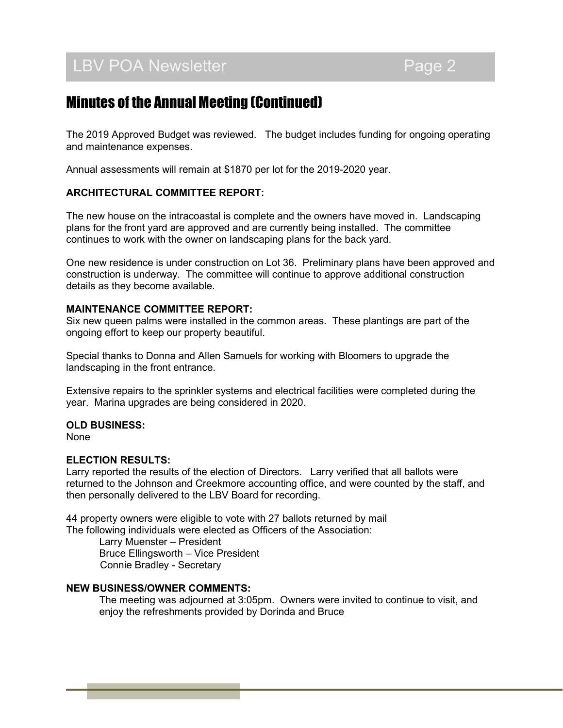## Minutes of the Annual Meeting (Continued)

The 2019 Approved Budget was reviewed. The budget includes funding for ongoing operating and maintenance expenses.

Annual assessments will remain at $1870 per lot for the 2019-2020 year.

**ARCHITECTURAL COMMITTEE REPORT:**

The new house on the intracoastal is complete and the owners have moved in. Landscaping plans for the front yard are approved and are currently being installed. The committee continues to work with the owner on landscaping plans for the back yard.

One new residence is under construction on Lot 36. Preliminary plans have been approved and construction is underway. The committee will continue to approve additional construction details as they become available.

**MAINTENANCE COMMITTEE REPORT:**

Six new queen palms were installed in the common areas. These plantings are part of the ongoing effort to keep our property beautiful.

Special thanks to Donna and Allen Samuels for working with Bloomers to upgrade the landscaping in the front entrance.

Extensive repairs to the sprinkler systems and electrical facilities were completed during the year. Marina upgrades are being considered in 2020.

**OLD BUSINESS:**

None

**ELECTION RESULTS:**

Larry reported the results of the election of Directors. Larry verified that all ballots were returned to the Johnson and Creekmore accounting office, and were counted by the staff, and then personally delivered to the LBV Board for recording.

44 property owners were eligible to vote with 27 ballots returned by mail

The following individuals were elected as Officers of the Association:

- Larry Muenster – President
- Bruce Ellingsworth – Vice President
- Connie Bradley - Secretary

**NEW BUSINESS/OWNER COMMENTS:**

The meeting was adjourned at 3:05pm. Owners were invited to continue to visit, and enjoy the refreshments provided by Dorinda and Bruce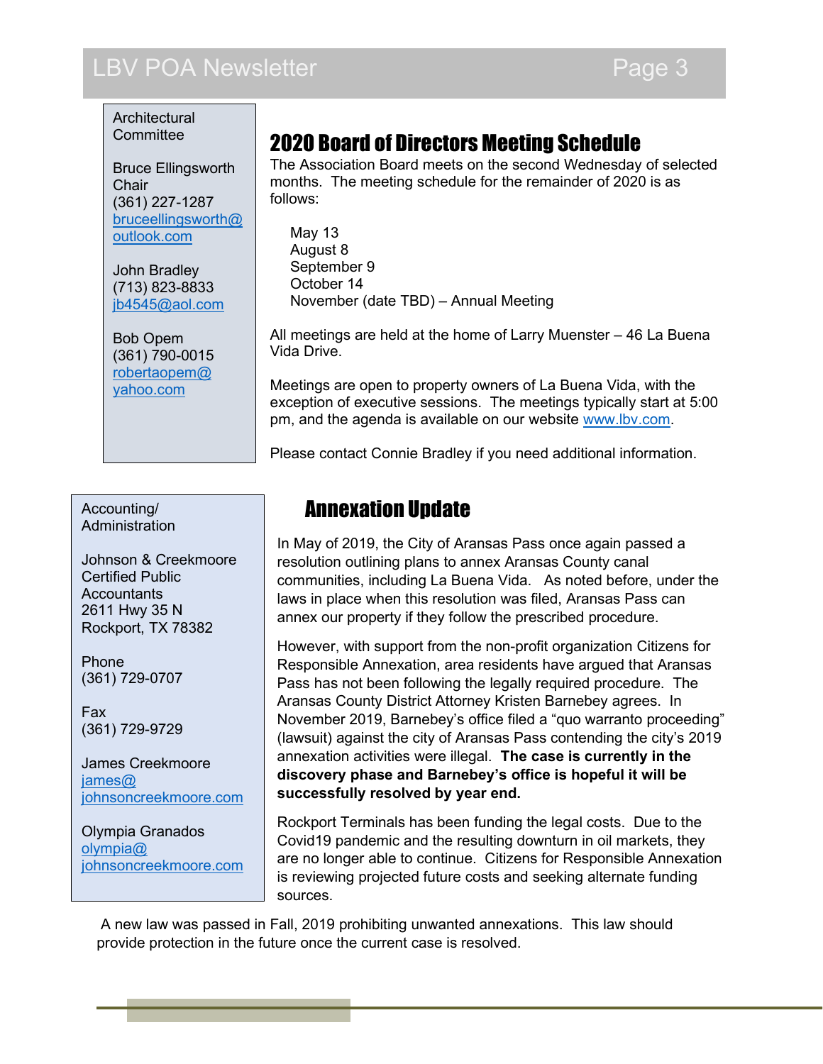Architectural Committee

Bruce Ellingsworth
Chair
(361) 227-1287
bruceellingsworth@outlook.com

John Bradley
(713) 823-8833
jb4545@aol.com

Bob Opem
(361) 790-0015
robertaopem@yahoo.com

## 2020 Board of Directors Meeting Schedule

The Association Board meets on the second Wednesday of selected months. The meeting schedule for the remainder of 2020 is as follows:

May 13
August 8
September 9
October 14
November (date TBD) – Annual Meeting

All meetings are held at the home of Larry Muenster – 46 La Buena Vida Drive.

Meetings are open to property owners of La Buena Vida, with the exception of executive sessions. The meetings typically start at 5:00 pm, and the agenda is available on our website www.lbv.com.

Please contact Connie Bradley if you need additional information.

Accounting/ Administration

Johnson & Creekmoore Certified Public Accountants
2611 Hwy 35 N
Rockport, TX 78382

Phone
(361) 729-0707

Fax
(361) 729-9729

James Creekmoore
james@johnsoncreekmoore.com

Olympia Granados
olympia@johnsoncreekmoore.com

## Annexation Update

In May of 2019, the City of Aransas Pass once again passed a resolution outlining plans to annex Aransas County canal communities, including La Buena Vida. As noted before, under the laws in place when this resolution was filed, Aransas Pass can annex our property if they follow the prescribed procedure.

However, with support from the non-profit organization Citizens for Responsible Annexation, area residents have argued that Aransas Pass has not been following the legally required procedure. The Aransas County District Attorney Kristen Barnebey agrees. In November 2019, Barnebey's office filed a "quo warranto proceeding" (lawsuit) against the city of Aransas Pass contending the city's 2019 annexation activities were illegal. **The case is currently in the discovery phase and Barnebey's office is hopeful it will be successfully resolved by year end.**

Rockport Terminals has been funding the legal costs. Due to the Covid19 pandemic and the resulting downturn in oil markets, they are no longer able to continue. Citizens for Responsible Annexation is reviewing projected future costs and seeking alternate funding sources.

A new law was passed in Fall, 2019 prohibiting unwanted annexations. This law should provide protection in the future once the current case is resolved.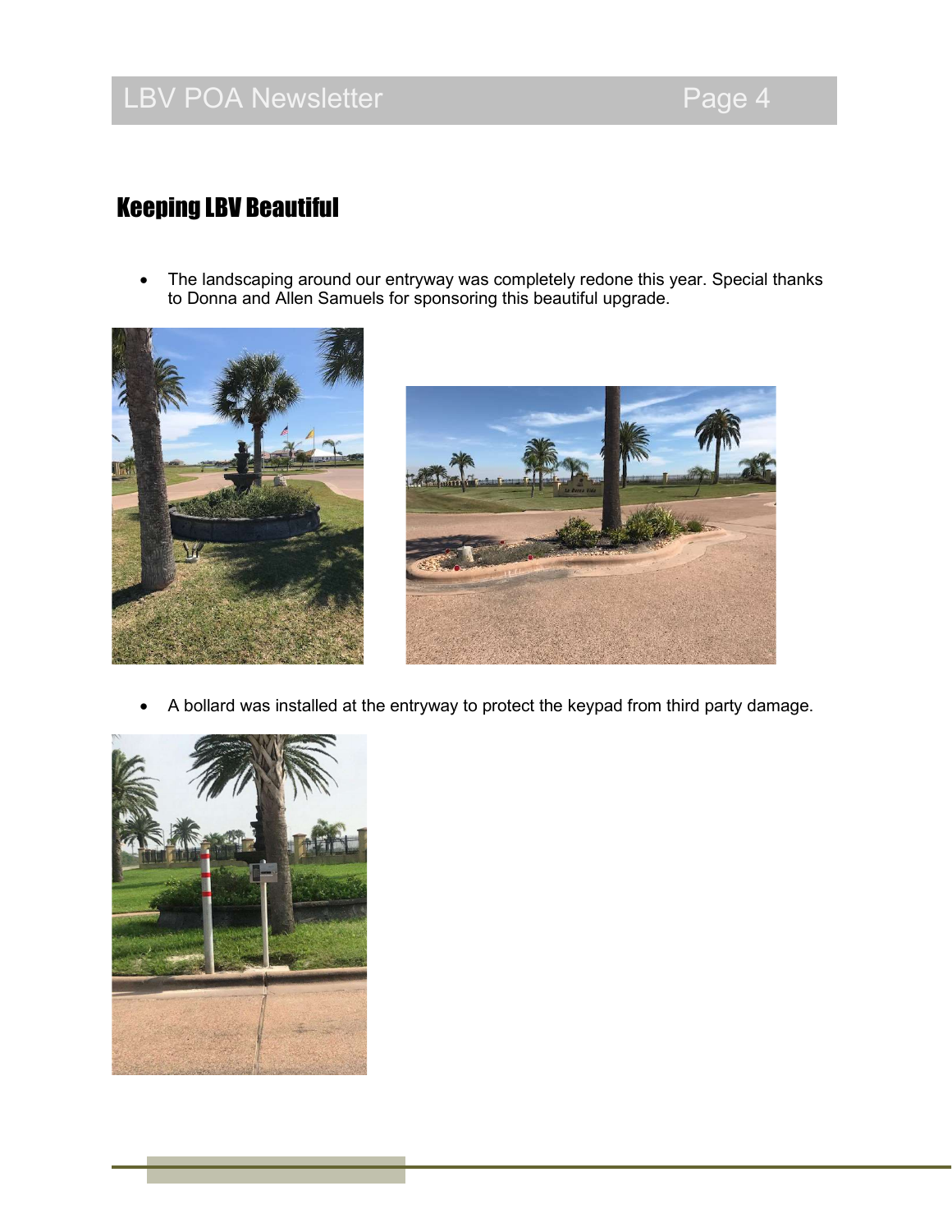## Keeping LBV Beautiful

- The landscaping around our entryway was completely redone this year. Special thanks to Donna and Allen Samuels for sponsoring this beautiful upgrade.

- A bollard was installed at the entryway to protect the keypad from third party damage.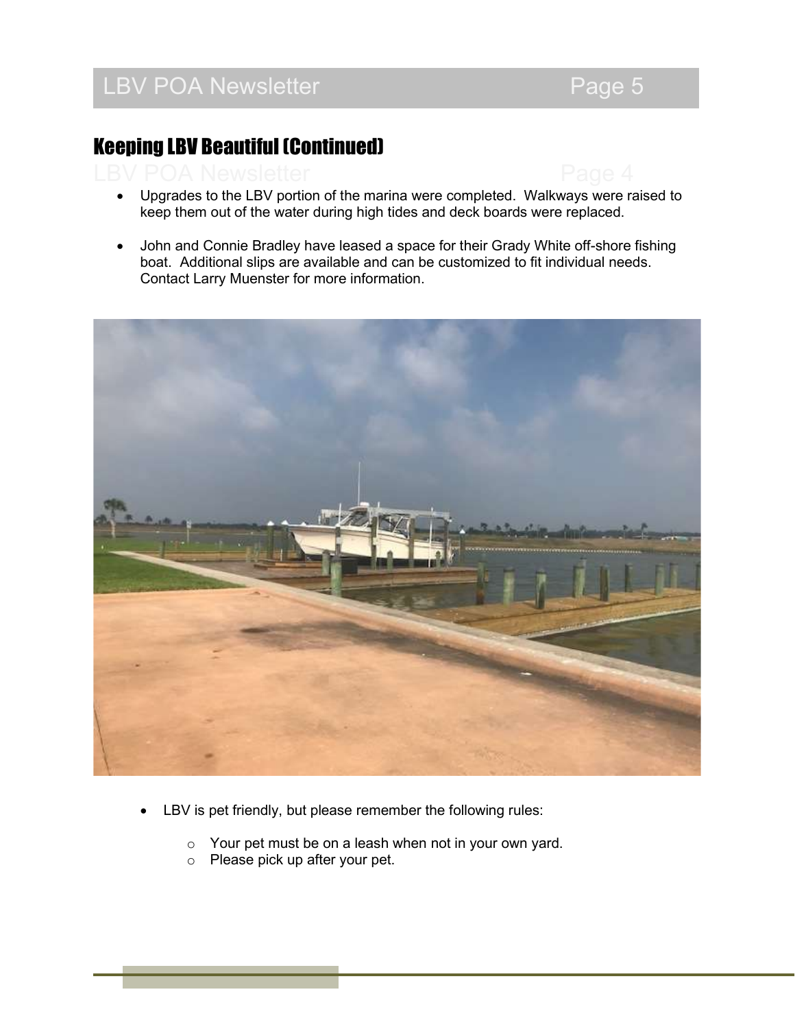## Keeping LBV Beautiful (Continued)

- Upgrades to the LBV portion of the marina were completed. Walkways were raised to keep them out of the water during high tides and deck boards were replaced.

- John and Connie Bradley have leased a space for their Grady White off-shore fishing boat. Additional slips are available and can be customized to fit individual needs. Contact Larry Muenster for more information.

- LBV is pet friendly, but please remember the following rules:
  - Your pet must be on a leash when not in your own yard.
  - Please pick up after your pet.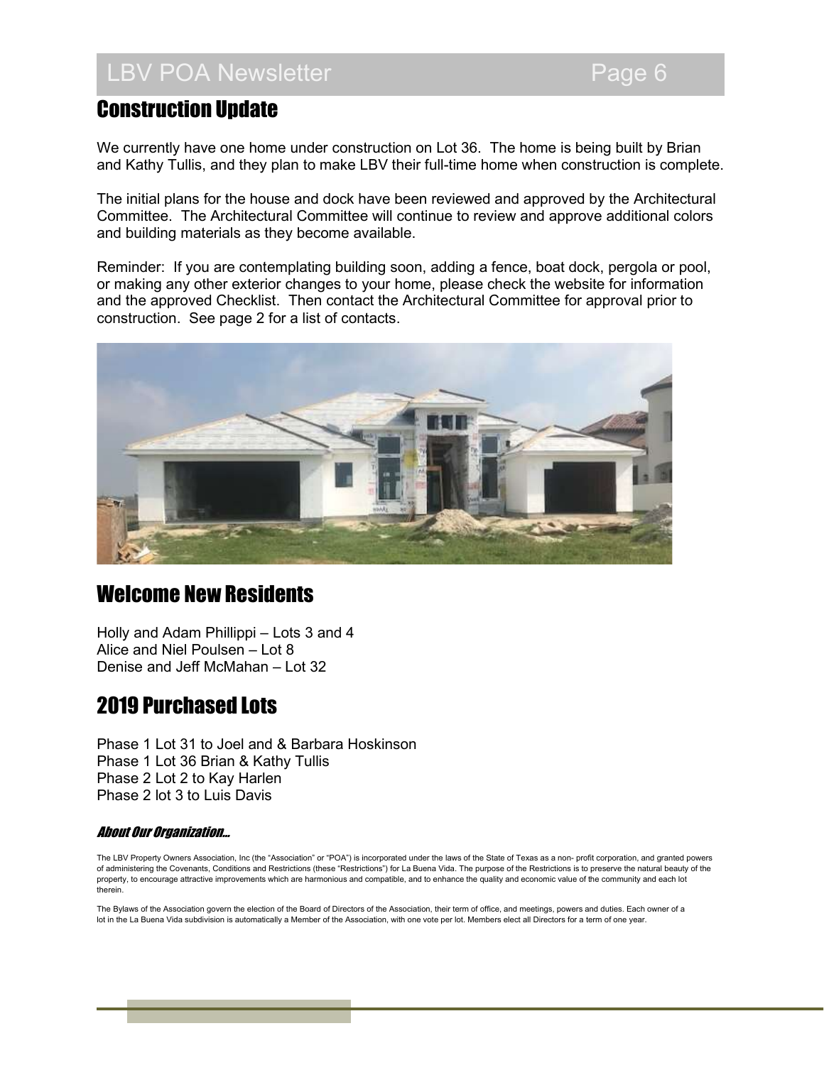## Construction Update

We currently have one home under construction on Lot 36. The home is being built by Brian and Kathy Tullis, and they plan to make LBV their full-time home when construction is complete.

The initial plans for the house and dock have been reviewed and approved by the Architectural Committee. The Architectural Committee will continue to review and approve additional colors and building materials as they become available.

Reminder: If you are contemplating building soon, adding a fence, boat dock, pergola or pool, or making any other exterior changes to your home, please check the website for information and the approved Checklist. Then contact the Architectural Committee for approval prior to construction. See page 2 for a list of contacts.

## Welcome New Residents

Holly and Adam Phillippi – Lots 3 and 4
Alice and Niel Poulsen – Lot 8
Denise and Jeff McMahan – Lot 32

## 2019 Purchased Lots

Phase 1 Lot 31 to Joel and & Barbara Hoskinson
Phase 1 Lot 36 Brian & Kathy Tullis
Phase 2 Lot 2 to Kay Harlen
Phase 2 lot 3 to Luis Davis

### *About Our Organization…*

The LBV Property Owners Association, Inc (the "Association" or "POA") is incorporated under the laws of the State of Texas as a non- profit corporation, and granted powers of administering the Covenants, Conditions and Restrictions (these "Restrictions") for La Buena Vida. The purpose of the Restrictions is to preserve the natural beauty of the property, to encourage attractive improvements which are harmonious and compatible, and to enhance the quality and economic value of the community and each lot therein.

The Bylaws of the Association govern the election of the Board of Directors of the Association, their term of office, and meetings, powers and duties. Each owner of a lot in the La Buena Vida subdivision is automatically a Member of the Association, with one vote per lot. Members elect all Directors for a term of one year.